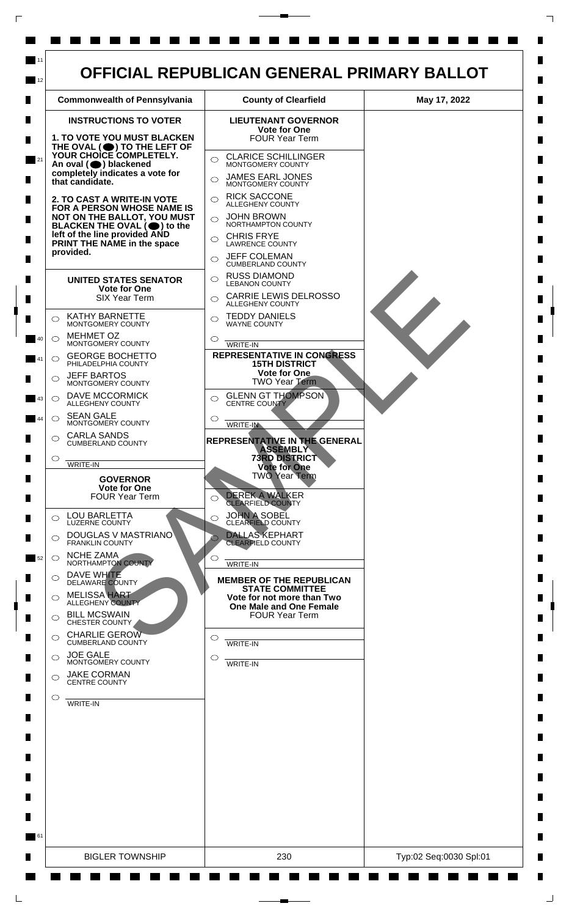# OFFICIAL REPUBLICAN GENERAL PRIMARY BALLOT

| Commonwealth of Pennsylvania | County of Clearfield | May 17, 2022 |
|---|---|---|

## INSTRUCTIONS TO VOTER

**1. TO VOTE YOU MUST BLACKEN THE OVAL (⬤) TO THE LEFT OF YOUR CHOICE COMPLETELY. An oval (⬤) blackened completely indicates a vote for that candidate.**

**2. TO CAST A WRITE-IN VOTE FOR A PERSON WHOSE NAME IS NOT ON THE BALLOT, YOU MUST BLACKEN THE OVAL (⬤) to the left of the line provided AND PRINT THE NAME in the space provided.**

### UNITED STATES SENATOR
**Vote for One**
SIX Year Term

- ○ KATHY BARNETTE — MONTGOMERY COUNTY
- ○ MEHMET OZ — MONTGOMERY COUNTY
- ○ GEORGE BOCHETTO — PHILADELPHIA COUNTY
- ○ JEFF BARTOS — MONTGOMERY COUNTY
- ○ DAVE MCCORMICK — ALLEGHENY COUNTY
- ○ SEAN GALE — MONTGOMERY COUNTY
- ○ CARLA SANDS — CUMBERLAND COUNTY
- ○ WRITE-IN

### GOVERNOR
**Vote for One**
FOUR Year Term

- ○ LOU BARLETTA — LUZERNE COUNTY
- ○ DOUGLAS V MASTRIANO — FRANKLIN COUNTY
- ○ NCHE ZAMA — NORTHAMPTON COUNTY
- ○ DAVE WHITE — DELAWARE COUNTY
- ○ MELISSA HART — ALLEGHENY COUNTY
- ○ BILL MCSWAIN — CHESTER COUNTY
- ○ CHARLIE GEROW — CUMBERLAND COUNTY
- ○ JOE GALE — MONTGOMERY COUNTY
- ○ JAKE CORMAN — CENTRE COUNTY
- ○ WRITE-IN

### LIEUTENANT GOVERNOR
**Vote for One**
FOUR Year Term

- ○ CLARICE SCHILLINGER — MONTGOMERY COUNTY
- ○ JAMES EARL JONES — MONTGOMERY COUNTY
- ○ RICK SACCONE — ALLEGHENY COUNTY
- ○ JOHN BROWN — NORTHAMPTON COUNTY
- ○ CHRIS FRYE — LAWRENCE COUNTY
- ○ JEFF COLEMAN — CUMBERLAND COUNTY
- ○ RUSS DIAMOND — LEBANON COUNTY
- ○ CARRIE LEWIS DELROSSO — ALLEGHENY COUNTY
- ○ TEDDY DANIELS — WAYNE COUNTY
- ○ WRITE-IN

### REPRESENTATIVE IN CONGRESS
**15TH DISTRICT**
**Vote for One**
TWO Year Term

- ○ GLENN GT THOMPSON — CENTRE COUNTY
- ○ WRITE-IN

### REPRESENTATIVE IN THE GENERAL ASSEMBLY
**73RD DISTRICT**
**Vote for One**
TWO Year Term

- ○ DEREK A WALKER — CLEARFIELD COUNTY
- ○ JOHN A SOBEL — CLEARFIELD COUNTY
- ○ DALLAS KEPHART — CLEARFIELD COUNTY
- ○ WRITE-IN

### MEMBER OF THE REPUBLICAN STATE COMMITTEE
**Vote for not more than Two**
**One Male and One Female**
FOUR Year Term

- ○ WRITE-IN
- ○ WRITE-IN

SAMPLE

| BIGLER TOWNSHIP | 230 | Typ:02 Seq:0030 Spl:01 |
|---|---|---|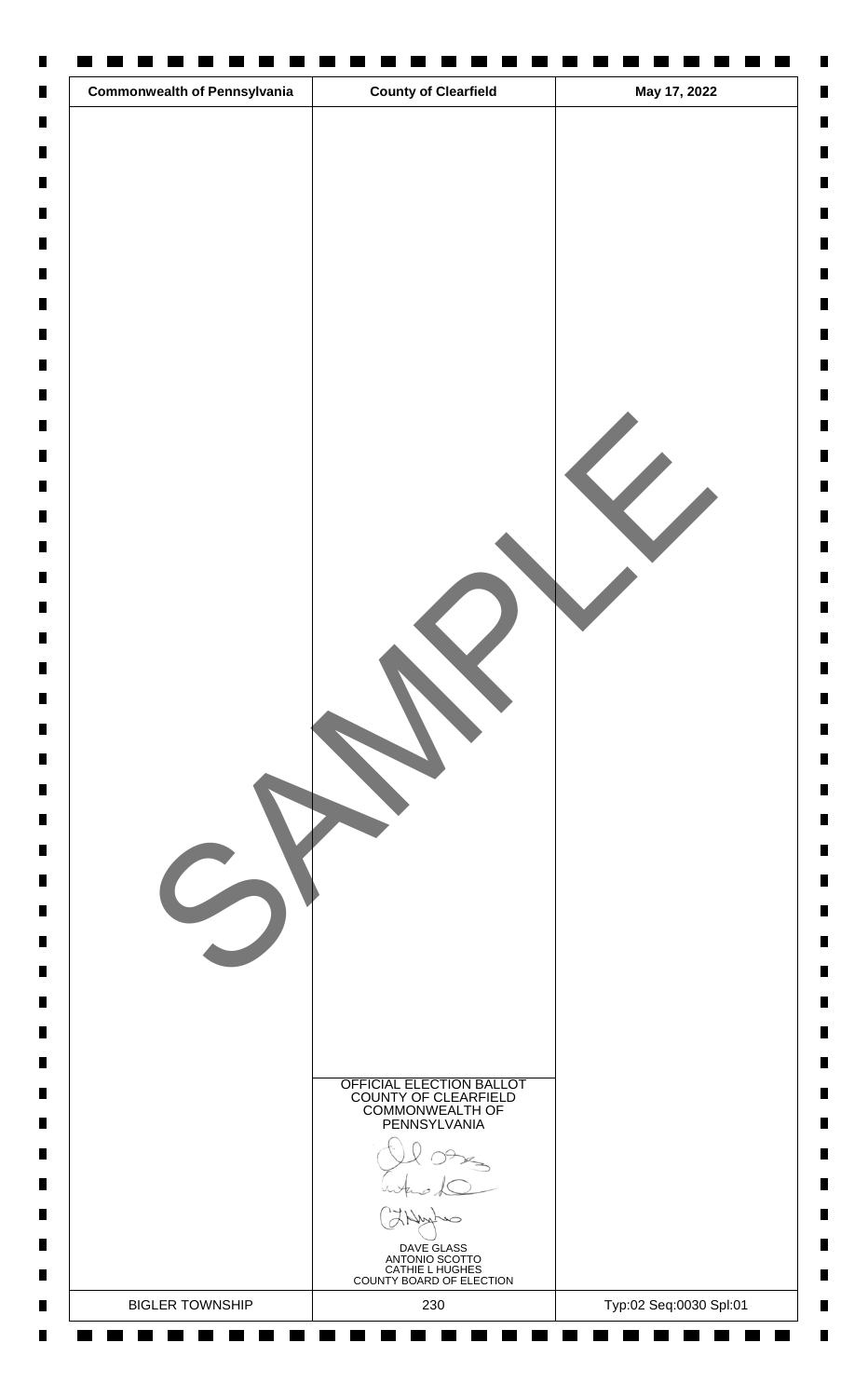| Commonwealth of Pennsylvania | County of Clearfield | May 17, 2022 |
| --- | --- | --- |
| | OFFICIAL ELECTION BALLOT<br>COUNTY OF CLEARFIELD<br>COMMONWEALTH OF PENNSYLVANIA<br><br>DAVE GLASS<br>ANTONIO SCOTTO<br>CATHIE L HUGHES<br>COUNTY BOARD OF ELECTION | |
| BIGLER TOWNSHIP | 230 | Typ:02 Seq:0030 Spl:01 |

SAMPLE